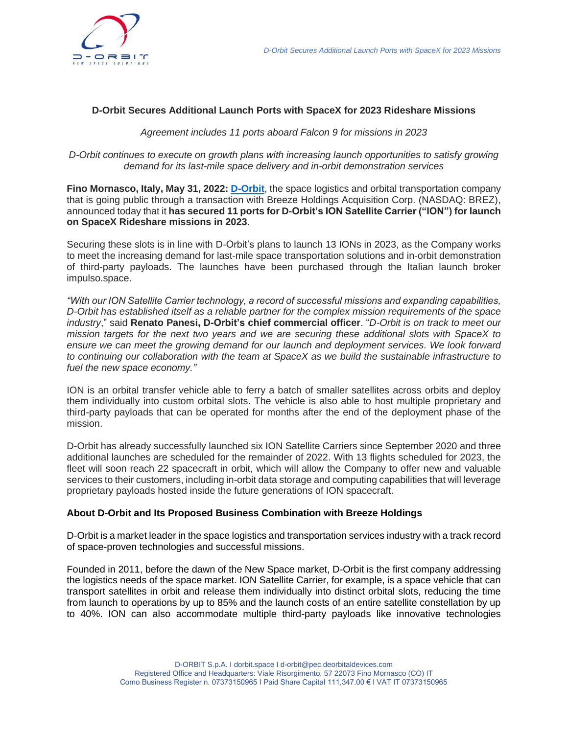## D-Orbit Secures Additional Launch Ports with SpaceX for 2023 Rideshare Missions

*Agreement includes 11 ports aboard Falcon 9 for missions in 2023*

*D-Orbit continues to execute on growth plans with increasing launch opportunities to satisfy growing demand for its last-mile space delivery and in-orbit demonstration services*

**Fino Mornasco, Italy, May 31, 2022: D-Orbit**, the space logistics and orbital transportation company that is going public through a transaction with Breeze Holdings Acquisition Corp. (NASDAQ: BREZ), announced today that it **has secured 11 ports for D-Orbit's ION Satellite Carrier ("ION") for launch on SpaceX Rideshare missions in 2023**.

Securing these slots is in line with D-Orbit's plans to launch 13 IONs in 2023, as the Company works to meet the increasing demand for last-mile space transportation solutions and in-orbit demonstration of third-party payloads. The launches have been purchased through the Italian launch broker impulso.space.

*"With our ION Satellite Carrier technology, a record of successful missions and expanding capabilities, D-Orbit has established itself as a reliable partner for the complex mission requirements of the space industry*," said **Renato Panesi, D-Orbit's chief commercial officer**. "*D-Orbit is on track to meet our mission targets for the next two years and we are securing these additional slots with SpaceX to ensure we can meet the growing demand for our launch and deployment services. We look forward to continuing our collaboration with the team at SpaceX as we build the sustainable infrastructure to fuel the new space economy."*

ION is an orbital transfer vehicle able to ferry a batch of smaller satellites across orbits and deploy them individually into custom orbital slots. The vehicle is also able to host multiple proprietary and third-party payloads that can be operated for months after the end of the deployment phase of the mission.

D-Orbit has already successfully launched six ION Satellite Carriers since September 2020 and three additional launches are scheduled for the remainder of 2022. With 13 flights scheduled for 2023, the fleet will soon reach 22 spacecraft in orbit, which will allow the Company to offer new and valuable services to their customers, including in-orbit data storage and computing capabilities that will leverage proprietary payloads hosted inside the future generations of ION spacecraft.

### About D-Orbit and Its Proposed Business Combination with Breeze Holdings

D-Orbit is a market leader in the space logistics and transportation services industry with a track record of space-proven technologies and successful missions.

Founded in 2011, before the dawn of the New Space market, D-Orbit is the first company addressing the logistics needs of the space market. ION Satellite Carrier, for example, is a space vehicle that can transport satellites in orbit and release them individually into distinct orbital slots, reducing the time from launch to operations by up to 85% and the launch costs of an entire satellite constellation by up to 40%. ION can also accommodate multiple third-party payloads like innovative technologies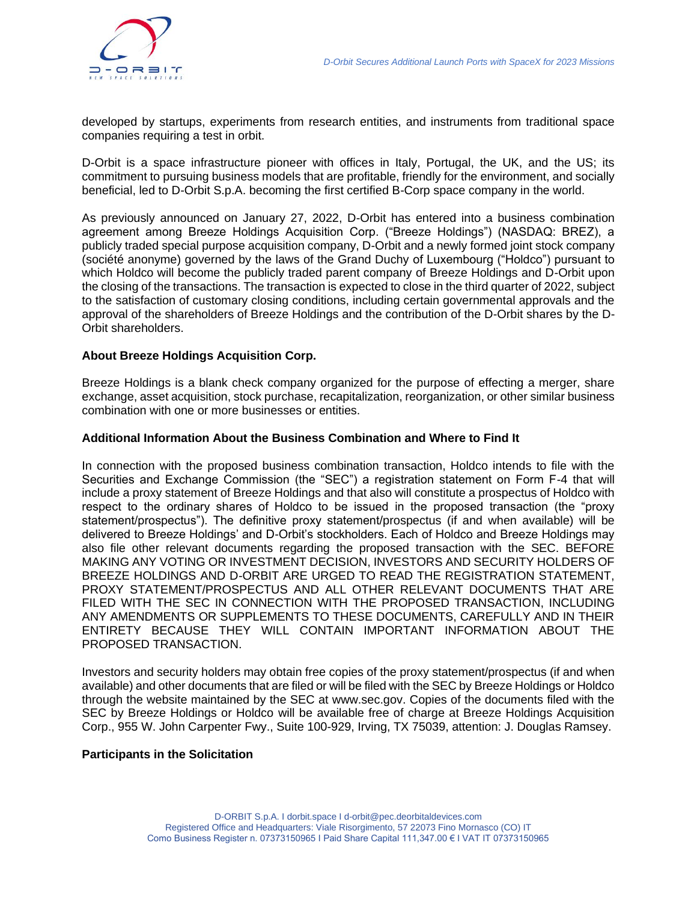developed by startups, experiments from research entities, and instruments from traditional space companies requiring a test in orbit.

D-Orbit is a space infrastructure pioneer with offices in Italy, Portugal, the UK, and the US; its commitment to pursuing business models that are profitable, friendly for the environment, and socially beneficial, led to D-Orbit S.p.A. becoming the first certified B-Corp space company in the world.

As previously announced on January 27, 2022, D-Orbit has entered into a business combination agreement among Breeze Holdings Acquisition Corp. ("Breeze Holdings") (NASDAQ: BREZ), a publicly traded special purpose acquisition company, D-Orbit and a newly formed joint stock company (société anonyme) governed by the laws of the Grand Duchy of Luxembourg ("Holdco") pursuant to which Holdco will become the publicly traded parent company of Breeze Holdings and D-Orbit upon the closing of the transactions. The transaction is expected to close in the third quarter of 2022, subject to the satisfaction of customary closing conditions, including certain governmental approvals and the approval of the shareholders of Breeze Holdings and the contribution of the D-Orbit shares by the D-Orbit shareholders.

**About Breeze Holdings Acquisition Corp.**

Breeze Holdings is a blank check company organized for the purpose of effecting a merger, share exchange, asset acquisition, stock purchase, recapitalization, reorganization, or other similar business combination with one or more businesses or entities.

**Additional Information About the Business Combination and Where to Find It**

In connection with the proposed business combination transaction, Holdco intends to file with the Securities and Exchange Commission (the "SEC") a registration statement on Form F-4 that will include a proxy statement of Breeze Holdings and that also will constitute a prospectus of Holdco with respect to the ordinary shares of Holdco to be issued in the proposed transaction (the "proxy statement/prospectus"). The definitive proxy statement/prospectus (if and when available) will be delivered to Breeze Holdings' and D-Orbit's stockholders. Each of Holdco and Breeze Holdings may also file other relevant documents regarding the proposed transaction with the SEC. BEFORE MAKING ANY VOTING OR INVESTMENT DECISION, INVESTORS AND SECURITY HOLDERS OF BREEZE HOLDINGS AND D-ORBIT ARE URGED TO READ THE REGISTRATION STATEMENT, PROXY STATEMENT/PROSPECTUS AND ALL OTHER RELEVANT DOCUMENTS THAT ARE FILED WITH THE SEC IN CONNECTION WITH THE PROPOSED TRANSACTION, INCLUDING ANY AMENDMENTS OR SUPPLEMENTS TO THESE DOCUMENTS, CAREFULLY AND IN THEIR ENTIRETY BECAUSE THEY WILL CONTAIN IMPORTANT INFORMATION ABOUT THE PROPOSED TRANSACTION.

Investors and security holders may obtain free copies of the proxy statement/prospectus (if and when available) and other documents that are filed or will be filed with the SEC by Breeze Holdings or Holdco through the website maintained by the SEC at www.sec.gov. Copies of the documents filed with the SEC by Breeze Holdings or Holdco will be available free of charge at Breeze Holdings Acquisition Corp., 955 W. John Carpenter Fwy., Suite 100-929, Irving, TX 75039, attention: J. Douglas Ramsey.

**Participants in the Solicitation**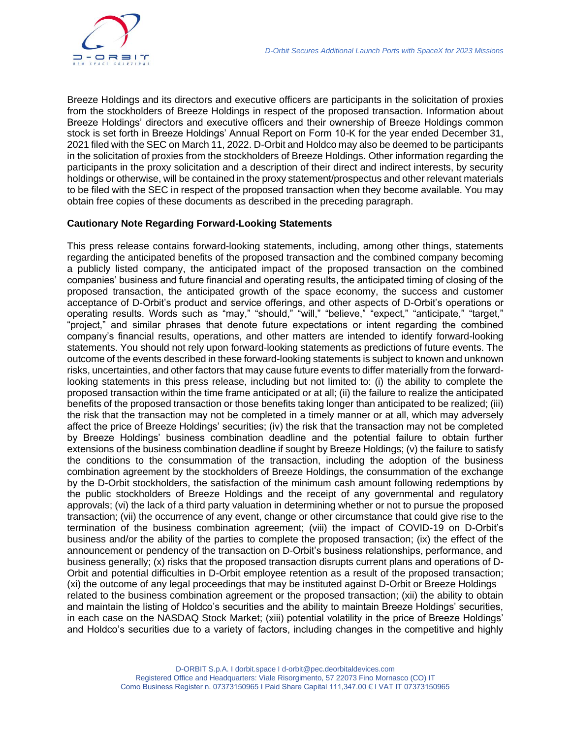Breeze Holdings and its directors and executive officers are participants in the solicitation of proxies from the stockholders of Breeze Holdings in respect of the proposed transaction. Information about Breeze Holdings' directors and executive officers and their ownership of Breeze Holdings common stock is set forth in Breeze Holdings' Annual Report on Form 10-K for the year ended December 31, 2021 filed with the SEC on March 11, 2022. D-Orbit and Holdco may also be deemed to be participants in the solicitation of proxies from the stockholders of Breeze Holdings. Other information regarding the participants in the proxy solicitation and a description of their direct and indirect interests, by security holdings or otherwise, will be contained in the proxy statement/prospectus and other relevant materials to be filed with the SEC in respect of the proposed transaction when they become available. You may obtain free copies of these documents as described in the preceding paragraph.

**Cautionary Note Regarding Forward-Looking Statements**

This press release contains forward-looking statements, including, among other things, statements regarding the anticipated benefits of the proposed transaction and the combined company becoming a publicly listed company, the anticipated impact of the proposed transaction on the combined companies' business and future financial and operating results, the anticipated timing of closing of the proposed transaction, the anticipated growth of the space economy, the success and customer acceptance of D-Orbit's product and service offerings, and other aspects of D-Orbit's operations or operating results. Words such as "may," "should," "will," "believe," "expect," "anticipate," "target," "project," and similar phrases that denote future expectations or intent regarding the combined company's financial results, operations, and other matters are intended to identify forward-looking statements. You should not rely upon forward-looking statements as predictions of future events. The outcome of the events described in these forward-looking statements is subject to known and unknown risks, uncertainties, and other factors that may cause future events to differ materially from the forward-looking statements in this press release, including but not limited to: (i) the ability to complete the proposed transaction within the time frame anticipated or at all; (ii) the failure to realize the anticipated benefits of the proposed transaction or those benefits taking longer than anticipated to be realized; (iii) the risk that the transaction may not be completed in a timely manner or at all, which may adversely affect the price of Breeze Holdings' securities; (iv) the risk that the transaction may not be completed by Breeze Holdings' business combination deadline and the potential failure to obtain further extensions of the business combination deadline if sought by Breeze Holdings; (v) the failure to satisfy the conditions to the consummation of the transaction, including the adoption of the business combination agreement by the stockholders of Breeze Holdings, the consummation of the exchange by the D-Orbit stockholders, the satisfaction of the minimum cash amount following redemptions by the public stockholders of Breeze Holdings and the receipt of any governmental and regulatory approvals; (vi) the lack of a third party valuation in determining whether or not to pursue the proposed transaction; (vii) the occurrence of any event, change or other circumstance that could give rise to the termination of the business combination agreement; (viii) the impact of COVID-19 on D-Orbit's business and/or the ability of the parties to complete the proposed transaction; (ix) the effect of the announcement or pendency of the transaction on D-Orbit's business relationships, performance, and business generally; (x) risks that the proposed transaction disrupts current plans and operations of D-Orbit and potential difficulties in D-Orbit employee retention as a result of the proposed transaction; (xi) the outcome of any legal proceedings that may be instituted against D-Orbit or Breeze Holdings related to the business combination agreement or the proposed transaction; (xii) the ability to obtain and maintain the listing of Holdco's securities and the ability to maintain Breeze Holdings' securities, in each case on the NASDAQ Stock Market; (xiii) potential volatility in the price of Breeze Holdings' and Holdco's securities due to a variety of factors, including changes in the competitive and highly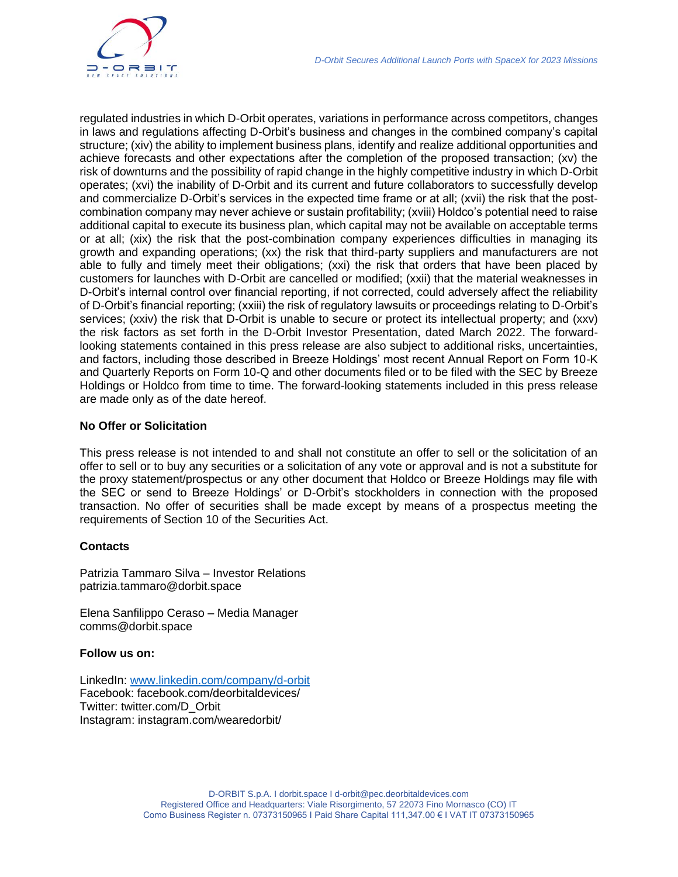regulated industries in which D-Orbit operates, variations in performance across competitors, changes in laws and regulations affecting D-Orbit's business and changes in the combined company's capital structure; (xiv) the ability to implement business plans, identify and realize additional opportunities and achieve forecasts and other expectations after the completion of the proposed transaction; (xv) the risk of downturns and the possibility of rapid change in the highly competitive industry in which D-Orbit operates; (xvi) the inability of D-Orbit and its current and future collaborators to successfully develop and commercialize D-Orbit's services in the expected time frame or at all; (xvii) the risk that the post-combination company may never achieve or sustain profitability; (xviii) Holdco's potential need to raise additional capital to execute its business plan, which capital may not be available on acceptable terms or at all; (xix) the risk that the post-combination company experiences difficulties in managing its growth and expanding operations; (xx) the risk that third-party suppliers and manufacturers are not able to fully and timely meet their obligations; (xxi) the risk that orders that have been placed by customers for launches with D-Orbit are cancelled or modified; (xxii) that the material weaknesses in D-Orbit's internal control over financial reporting, if not corrected, could adversely affect the reliability of D-Orbit's financial reporting; (xxiii) the risk of regulatory lawsuits or proceedings relating to D-Orbit's services; (xxiv) the risk that D-Orbit is unable to secure or protect its intellectual property; and (xxv) the risk factors as set forth in the D-Orbit Investor Presentation, dated March 2022. The forward-looking statements contained in this press release are also subject to additional risks, uncertainties, and factors, including those described in Breeze Holdings' most recent Annual Report on Form 10-K and Quarterly Reports on Form 10-Q and other documents filed or to be filed with the SEC by Breeze Holdings or Holdco from time to time. The forward-looking statements included in this press release are made only as of the date hereof.

**No Offer or Solicitation**

This press release is not intended to and shall not constitute an offer to sell or the solicitation of an offer to sell or to buy any securities or a solicitation of any vote or approval and is not a substitute for the proxy statement/prospectus or any other document that Holdco or Breeze Holdings may file with the SEC or send to Breeze Holdings' or D-Orbit's stockholders in connection with the proposed transaction. No offer of securities shall be made except by means of a prospectus meeting the requirements of Section 10 of the Securities Act.

**Contacts**

Patrizia Tammaro Silva – Investor Relations
patrizia.tammaro@dorbit.space

Elena Sanfilippo Ceraso – Media Manager
comms@dorbit.space

**Follow us on:**

LinkedIn: www.linkedin.com/company/d-orbit
Facebook: facebook.com/deorbitaldevices/
Twitter: twitter.com/D_Orbit
Instagram: instagram.com/wearedorbit/